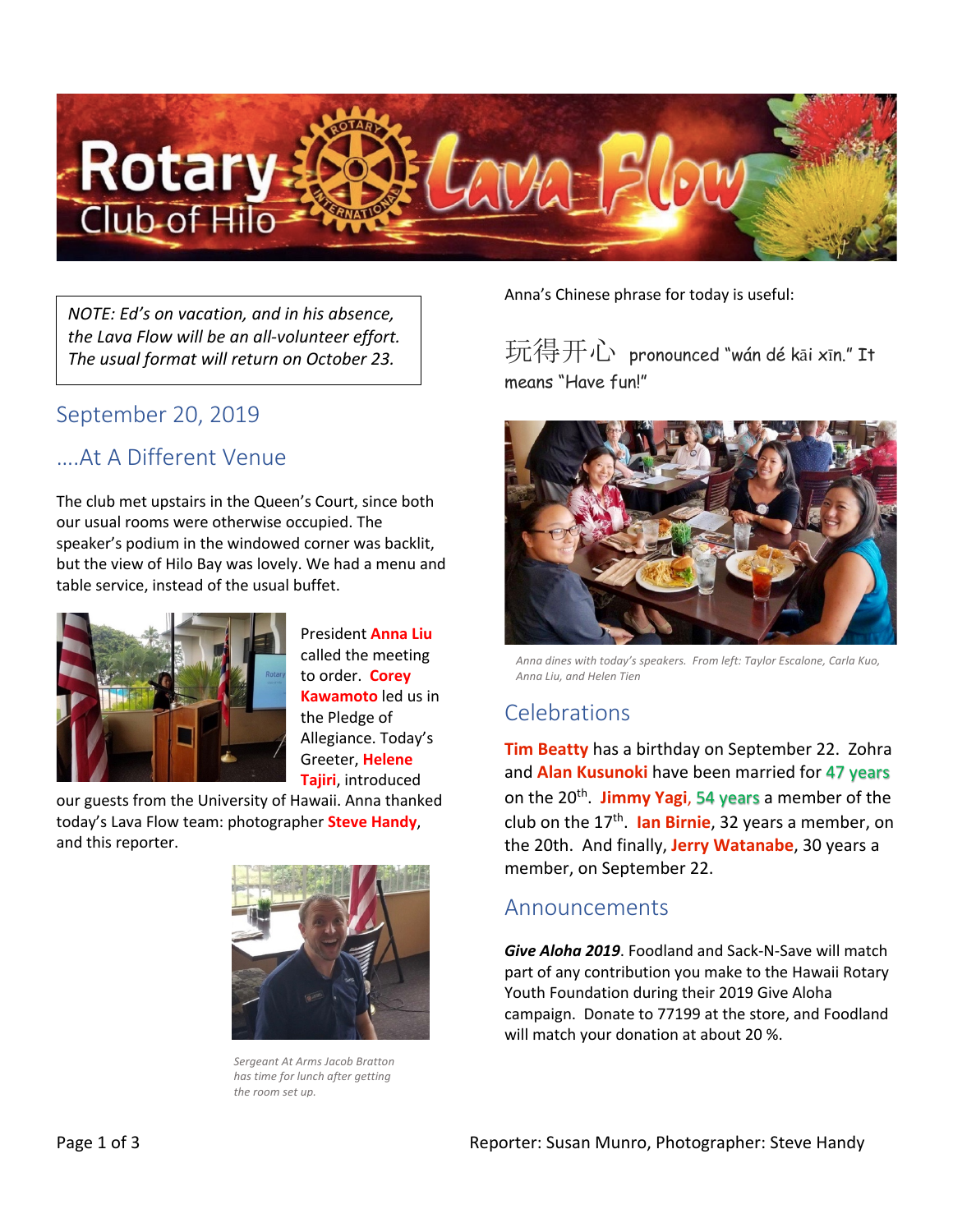# Rotary Club of Hilo Lava Flow

*NOTE: Ed's on vacation, and in his absence, the Lava Flow will be an all-volunteer effort. The usual format will return on October 23.*

## September 20, 2019

## ....At A Different Venue

The club met upstairs in the Queen's Court, since both our usual rooms were otherwise occupied. The speaker's podium in the windowed corner was backlit, but the view of Hilo Bay was lovely. We had a menu and table service, instead of the usual buffet.

President **Anna Liu** called the meeting to order. **Corey Kawamoto** led us in the Pledge of Allegiance. Today's Greeter, **Helene Tajiri**, introduced our guests from the University of Hawaii. Anna thanked today's Lava Flow team: photographer **Steve Handy**, and this reporter.

*Sergeant At Arms Jacob Bratton has time for lunch after getting the room set up.*

Anna's Chinese phrase for today is useful:

玩得开心 pronounced "wán dé kāi xīn." It means "Have fun!"

*Anna dines with today's speakers. From left: Taylor Escalone, Carla Kuo, Anna Liu, and Helen Tien*

## Celebrations

**Tim Beatty** has a birthday on September 22. Zohra and **Alan Kusunoki** have been married for **47 years** on the 20th. **Jimmy Yagi**, **54 years** a member of the club on the 17th. **Ian Birnie**, 32 years a member, on the 20th. And finally, **Jerry Watanabe**, 30 years a member, on September 22.

## Announcements

***Give Aloha 2019***. Foodland and Sack-N-Save will match part of any contribution you make to the Hawaii Rotary Youth Foundation during their 2019 Give Aloha campaign. Donate to 77199 at the store, and Foodland will match your donation at about 20 %.

Reporter: Susan Munro, Photographer: Steve Handy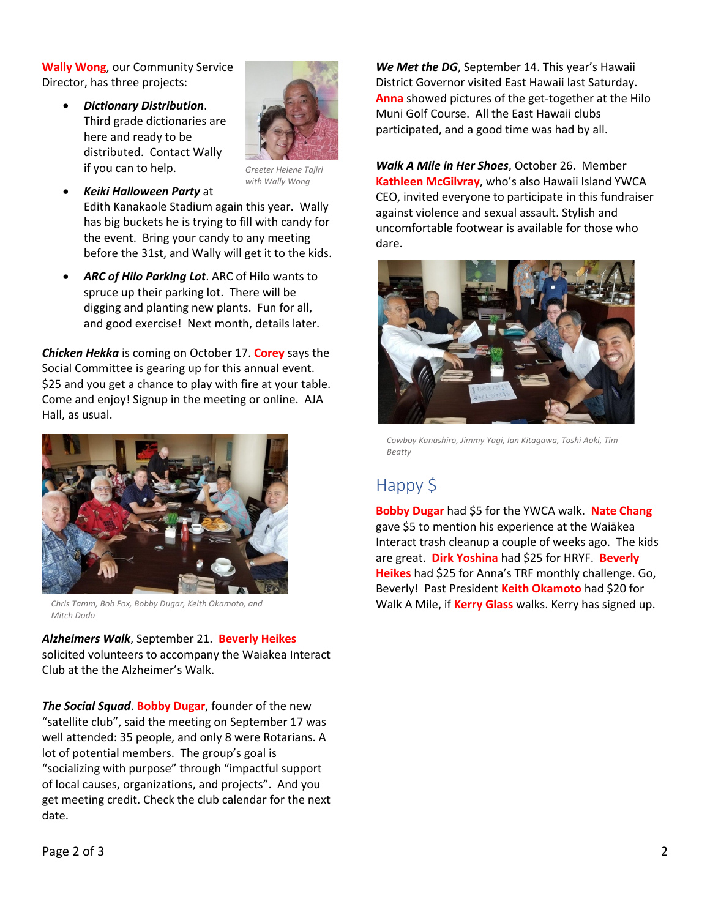**Wally Wong**, our Community Service Director, has three projects:

- ***Dictionary Distribution***. Third grade dictionaries are here and ready to be distributed. Contact Wally if you can to help.
- ***Keiki Halloween Party*** at Edith Kanakaole Stadium again this year. Wally has big buckets he is trying to fill with candy for the event. Bring your candy to any meeting before the 31st, and Wally will get it to the kids.
- ***ARC of Hilo Parking Lot***. ARC of Hilo wants to spruce up their parking lot. There will be digging and planting new plants. Fun for all, and good exercise! Next month, details later.

*Greeter Helene Tajiri with Wally Wong*

***Chicken Hekka*** is coming on October 17. **Corey** says the Social Committee is gearing up for this annual event. $25 and you get a chance to play with fire at your table. Come and enjoy! Signup in the meeting or online. AJA Hall, as usual.

*Chris Tamm, Bob Fox, Bobby Dugar, Keith Okamoto, and Mitch Dodo*

***Alzheimers Walk***, September 21. **Beverly Heikes** solicited volunteers to accompany the Waiakea Interact Club at the the Alzheimer's Walk.

***The Social Squad***. **Bobby Dugar**, founder of the new "satellite club", said the meeting on September 17 was well attended: 35 people, and only 8 were Rotarians. A lot of potential members. The group's goal is "socializing with purpose" through "impactful support of local causes, organizations, and projects". And you get meeting credit. Check the club calendar for the next date.

***We Met the DG***, September 14. This year's Hawaii District Governor visited East Hawaii last Saturday. **Anna** showed pictures of the get-together at the Hilo Muni Golf Course. All the East Hawaii clubs participated, and a good time was had by all.

***Walk A Mile in Her Shoes***, October 26. Member **Kathleen McGilvray**, who's also Hawaii Island YWCA CEO, invited everyone to participate in this fundraiser against violence and sexual assault. Stylish and uncomfortable footwear is available for those who dare.

*Cowboy Kanashiro, Jimmy Yagi, Ian Kitagawa, Toshi Aoki, Tim Beatty*

## Happy $

**Bobby Dugar** had $5 for the YWCA walk. **Nate Chang** gave $5 to mention his experience at the Waiākea Interact trash cleanup a couple of weeks ago. The kids are great. **Dirk Yoshina** had $25 for HRYF. **Beverly Heikes** had $25 for Anna's TRF monthly challenge. Go, Beverly! Past President **Keith Okamoto** had $20 for Walk A Mile, if **Kerry Glass** walks. Kerry has signed up.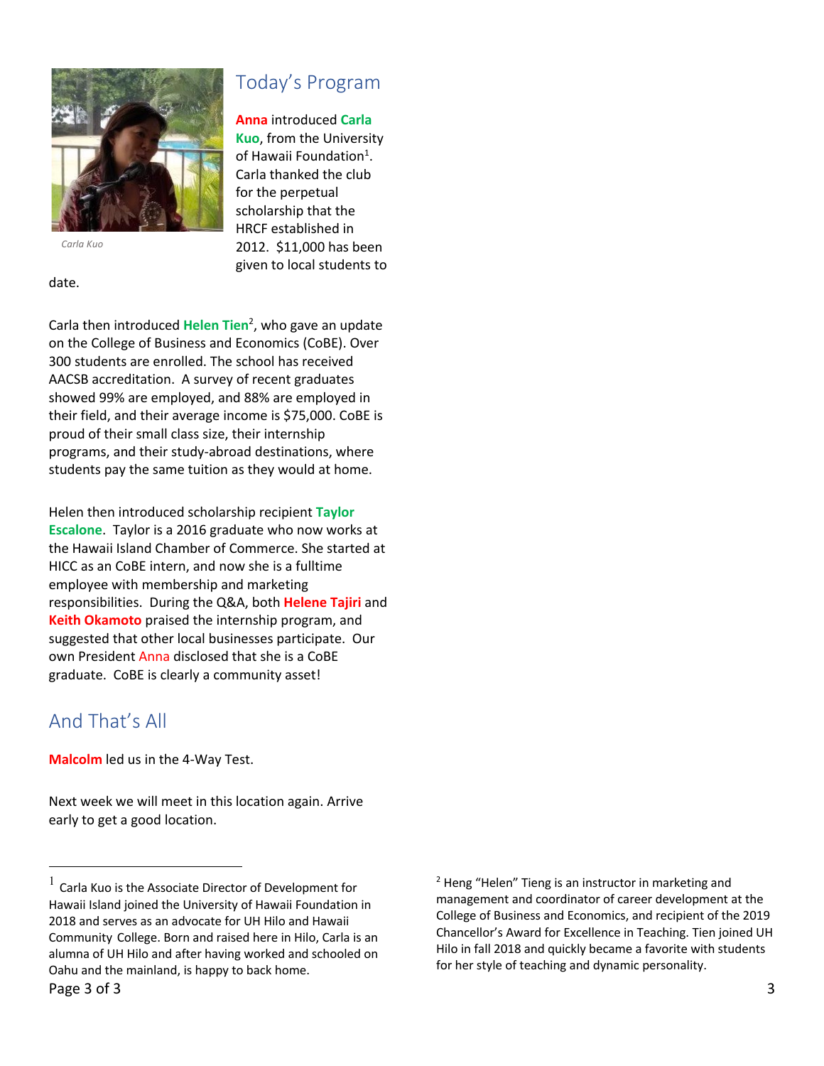## Today's Program

Carla Kuo

**Anna** introduced **Carla Kuo**, from the University of Hawaii Foundation[1]. Carla thanked the club for the perpetual scholarship that the HRCF established in 2012. $11,000 has been given to local students to date.

Carla then introduced **Helen Tien**[2], who gave an update on the College of Business and Economics (CoBE). Over 300 students are enrolled. The school has received AACSB accreditation. A survey of recent graduates showed 99% are employed, and 88% are employed in their field, and their average income is $75,000. CoBE is proud of their small class size, their internship programs, and their study-abroad destinations, where students pay the same tuition as they would at home.

Helen then introduced scholarship recipient **Taylor Escalone**. Taylor is a 2016 graduate who now works at the Hawaii Island Chamber of Commerce. She started at HICC as an CoBE intern, and now she is a fulltime employee with membership and marketing responsibilities. During the Q&A, both **Helene Tajiri** and **Keith Okamoto** praised the internship program, and suggested that other local businesses participate. Our own President Anna disclosed that she is a CoBE graduate. CoBE is clearly a community asset!

## And That's All

**Malcolm** led us in the 4-Way Test.

Next week we will meet in this location again. Arrive early to get a good location.

---

[1] Carla Kuo is the Associate Director of Development for Hawaii Island joined the University of Hawaii Foundation in 2018 and serves as an advocate for UH Hilo and Hawaii Community College. Born and raised here in Hilo, Carla is an alumna of UH Hilo and after having worked and schooled on Oahu and the mainland, is happy to back home.

[2] Heng "Helen" Tieng is an instructor in marketing and management and coordinator of career development at the College of Business and Economics, and recipient of the 2019 Chancellor's Award for Excellence in Teaching. Tien joined UH Hilo in fall 2018 and quickly became a favorite with students for her style of teaching and dynamic personality.